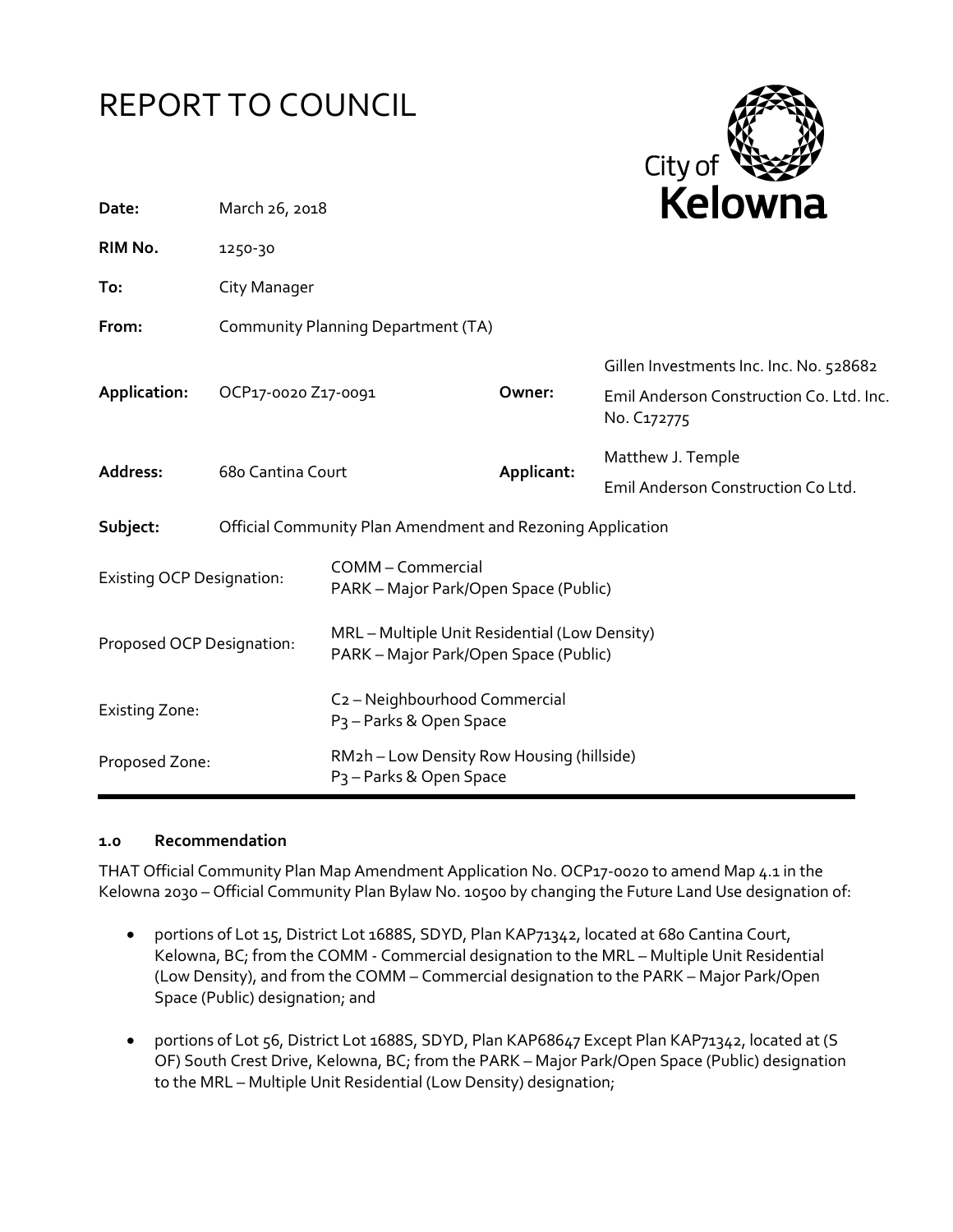# REPORT TO COUNCIL

| | | | |
|---|---|---|---|
| **Date:** | March 26, 2018 | | |
| **RIM No.** | 1250-30 | | |
| **To:** | City Manager | | |
| **From:** | Community Planning Department (TA) | | |
| **Application:** | OCP17-0020 Z17-0091 | **Owner:** | Gillen Investments Inc. Inc. No. 528682<br>Emil Anderson Construction Co. Ltd. Inc. No. C172775 |
| **Address:** | 680 Cantina Court | **Applicant:** | Matthew J. Temple<br>Emil Anderson Construction Co Ltd. |
| **Subject:** | Official Community Plan Amendment and Rezoning Application | | |
| Existing OCP Designation: | COMM – Commercial<br>PARK – Major Park/Open Space (Public) | | |
| Proposed OCP Designation: | MRL – Multiple Unit Residential (Low Density)<br>PARK – Major Park/Open Space (Public) | | |
| Existing Zone: | C2 – Neighbourhood Commercial<br>P3 – Parks & Open Space | | |
| Proposed Zone: | RM2h – Low Density Row Housing (hillside)<br>P3 – Parks & Open Space | | |

### 1.0 Recommendation

THAT Official Community Plan Map Amendment Application No. OCP17-0020 to amend Map 4.1 in the Kelowna 2030 – Official Community Plan Bylaw No. 10500 by changing the Future Land Use designation of:

- portions of Lot 15, District Lot 1688S, SDYD, Plan KAP71342, located at 680 Cantina Court, Kelowna, BC; from the COMM - Commercial designation to the MRL – Multiple Unit Residential (Low Density), and from the COMM – Commercial designation to the PARK – Major Park/Open Space (Public) designation; and

- portions of Lot 56, District Lot 1688S, SDYD, Plan KAP68647 Except Plan KAP71342, located at (S OF) South Crest Drive, Kelowna, BC; from the PARK – Major Park/Open Space (Public) designation to the MRL – Multiple Unit Residential (Low Density) designation;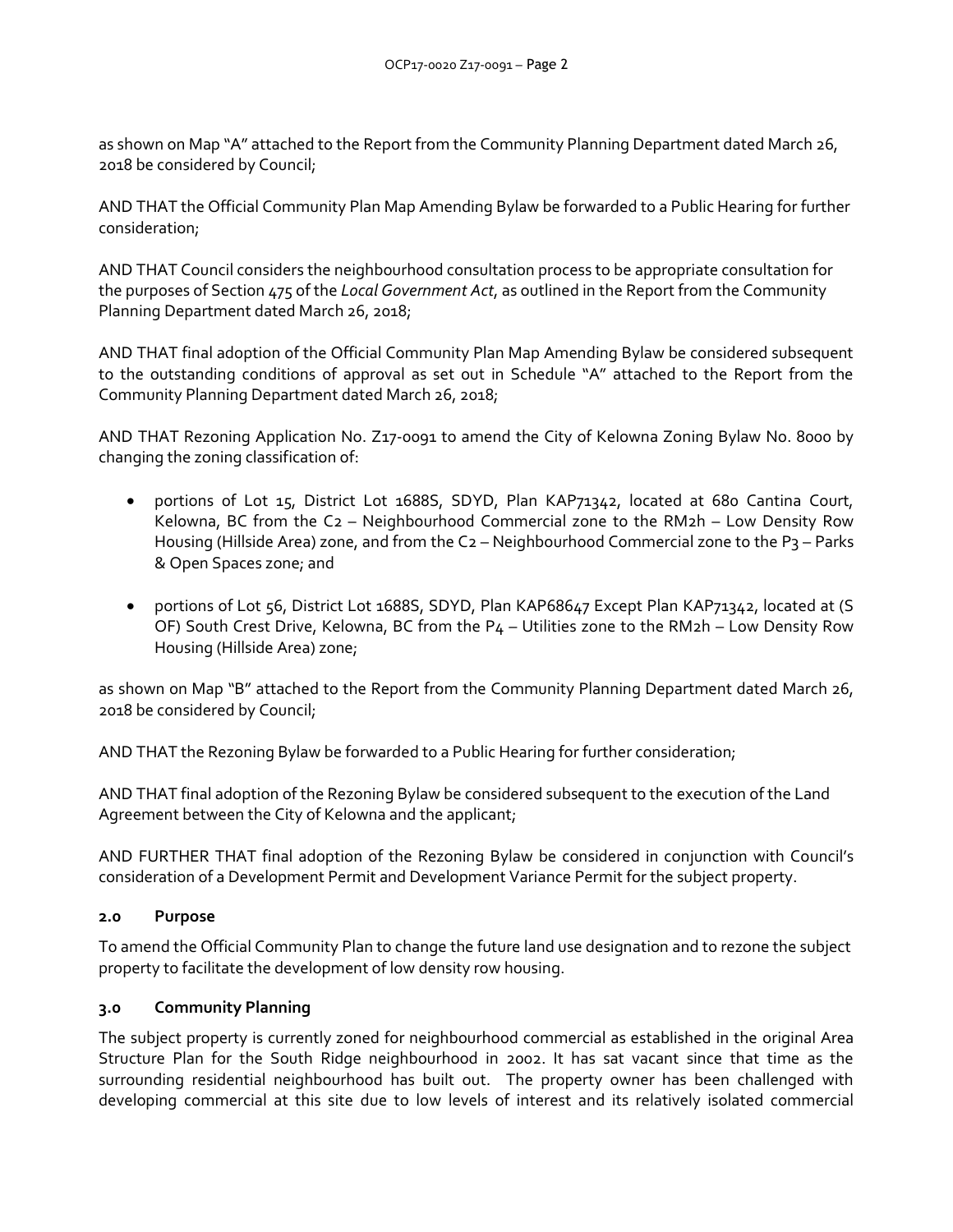as shown on Map "A" attached to the Report from the Community Planning Department dated March 26, 2018 be considered by Council;

AND THAT the Official Community Plan Map Amending Bylaw be forwarded to a Public Hearing for further consideration;

AND THAT Council considers the neighbourhood consultation process to be appropriate consultation for the purposes of Section 475 of the *Local Government Act*, as outlined in the Report from the Community Planning Department dated March 26, 2018;

AND THAT final adoption of the Official Community Plan Map Amending Bylaw be considered subsequent to the outstanding conditions of approval as set out in Schedule "A" attached to the Report from the Community Planning Department dated March 26, 2018;

AND THAT Rezoning Application No. Z17-0091 to amend the City of Kelowna Zoning Bylaw No. 8000 by changing the zoning classification of:

- portions of Lot 15, District Lot 1688S, SDYD, Plan KAP71342, located at 680 Cantina Court, Kelowna, BC from the C2 – Neighbourhood Commercial zone to the RM2h – Low Density Row Housing (Hillside Area) zone, and from the C2 – Neighbourhood Commercial zone to the P3 – Parks & Open Spaces zone; and
- portions of Lot 56, District Lot 1688S, SDYD, Plan KAP68647 Except Plan KAP71342, located at (S OF) South Crest Drive, Kelowna, BC from the P4 – Utilities zone to the RM2h – Low Density Row Housing (Hillside Area) zone;

as shown on Map "B" attached to the Report from the Community Planning Department dated March 26, 2018 be considered by Council;

AND THAT the Rezoning Bylaw be forwarded to a Public Hearing for further consideration;

AND THAT final adoption of the Rezoning Bylaw be considered subsequent to the execution of the Land Agreement between the City of Kelowna and the applicant;

AND FURTHER THAT final adoption of the Rezoning Bylaw be considered in conjunction with Council's consideration of a Development Permit and Development Variance Permit for the subject property.

## 2.0 Purpose

To amend the Official Community Plan to change the future land use designation and to rezone the subject property to facilitate the development of low density row housing.

## 3.0 Community Planning

The subject property is currently zoned for neighbourhood commercial as established in the original Area Structure Plan for the South Ridge neighbourhood in 2002. It has sat vacant since that time as the surrounding residential neighbourhood has built out. The property owner has been challenged with developing commercial at this site due to low levels of interest and its relatively isolated commercial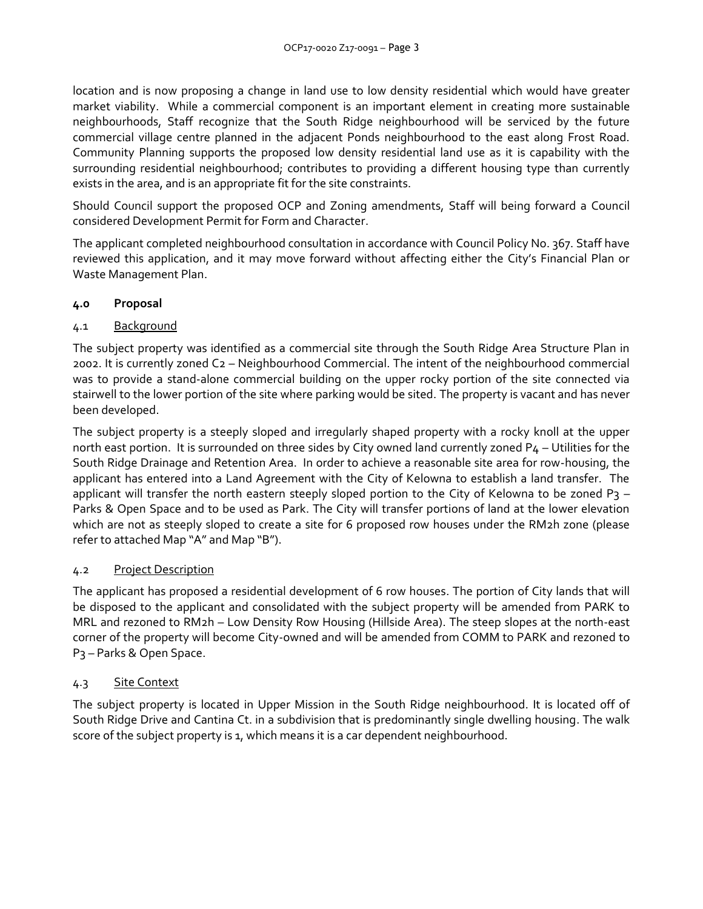location and is now proposing a change in land use to low density residential which would have greater market viability. While a commercial component is an important element in creating more sustainable neighbourhoods, Staff recognize that the South Ridge neighbourhood will be serviced by the future commercial village centre planned in the adjacent Ponds neighbourhood to the east along Frost Road. Community Planning supports the proposed low density residential land use as it is capability with the surrounding residential neighbourhood; contributes to providing a different housing type than currently exists in the area, and is an appropriate fit for the site constraints.

Should Council support the proposed OCP and Zoning amendments, Staff will being forward a Council considered Development Permit for Form and Character.

The applicant completed neighbourhood consultation in accordance with Council Policy No. 367. Staff have reviewed this application, and it may move forward without affecting either the City's Financial Plan or Waste Management Plan.

## 4.0 Proposal

### 4.1 Background

The subject property was identified as a commercial site through the South Ridge Area Structure Plan in 2002. It is currently zoned C2 – Neighbourhood Commercial. The intent of the neighbourhood commercial was to provide a stand-alone commercial building on the upper rocky portion of the site connected via stairwell to the lower portion of the site where parking would be sited. The property is vacant and has never been developed.

The subject property is a steeply sloped and irregularly shaped property with a rocky knoll at the upper north east portion. It is surrounded on three sides by City owned land currently zoned P4 – Utilities for the South Ridge Drainage and Retention Area. In order to achieve a reasonable site area for row-housing, the applicant has entered into a Land Agreement with the City of Kelowna to establish a land transfer. The applicant will transfer the north eastern steeply sloped portion to the City of Kelowna to be zoned P3 – Parks & Open Space and to be used as Park. The City will transfer portions of land at the lower elevation which are not as steeply sloped to create a site for 6 proposed row houses under the RM2h zone (please refer to attached Map "A" and Map "B").

### 4.2 Project Description

The applicant has proposed a residential development of 6 row houses. The portion of City lands that will be disposed to the applicant and consolidated with the subject property will be amended from PARK to MRL and rezoned to RM2h – Low Density Row Housing (Hillside Area). The steep slopes at the north-east corner of the property will become City-owned and will be amended from COMM to PARK and rezoned to P3 – Parks & Open Space.

### 4.3 Site Context

The subject property is located in Upper Mission in the South Ridge neighbourhood. It is located off of South Ridge Drive and Cantina Ct. in a subdivision that is predominantly single dwelling housing. The walk score of the subject property is 1, which means it is a car dependent neighbourhood.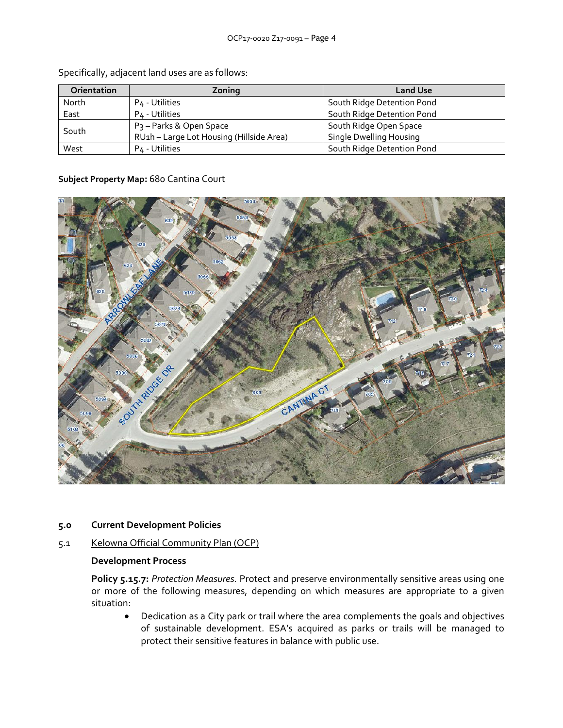Specifically, adjacent land uses are as follows:

| Orientation | Zoning | Land Use |
|---|---|---|
| North | P4 - Utilities | South Ridge Detention Pond |
| East | P4 - Utilities | South Ridge Detention Pond |
| South | P3 – Parks & Open Space<br>RU1h – Large Lot Housing (Hillside Area) | South Ridge Open Space<br>Single Dwelling Housing |
| West | P4 - Utilities | South Ridge Detention Pond |

**Subject Property Map:** 680 Cantina Court

## 5.0 Current Development Policies

### 5.1 Kelowna Official Community Plan (OCP)

**Development Process**

**Policy 5.15.7:** *Protection Measures.* Protect and preserve environmentally sensitive areas using one or more of the following measures, depending on which measures are appropriate to a given situation:

- Dedication as a City park or trail where the area complements the goals and objectives of sustainable development. ESA's acquired as parks or trails will be managed to protect their sensitive features in balance with public use.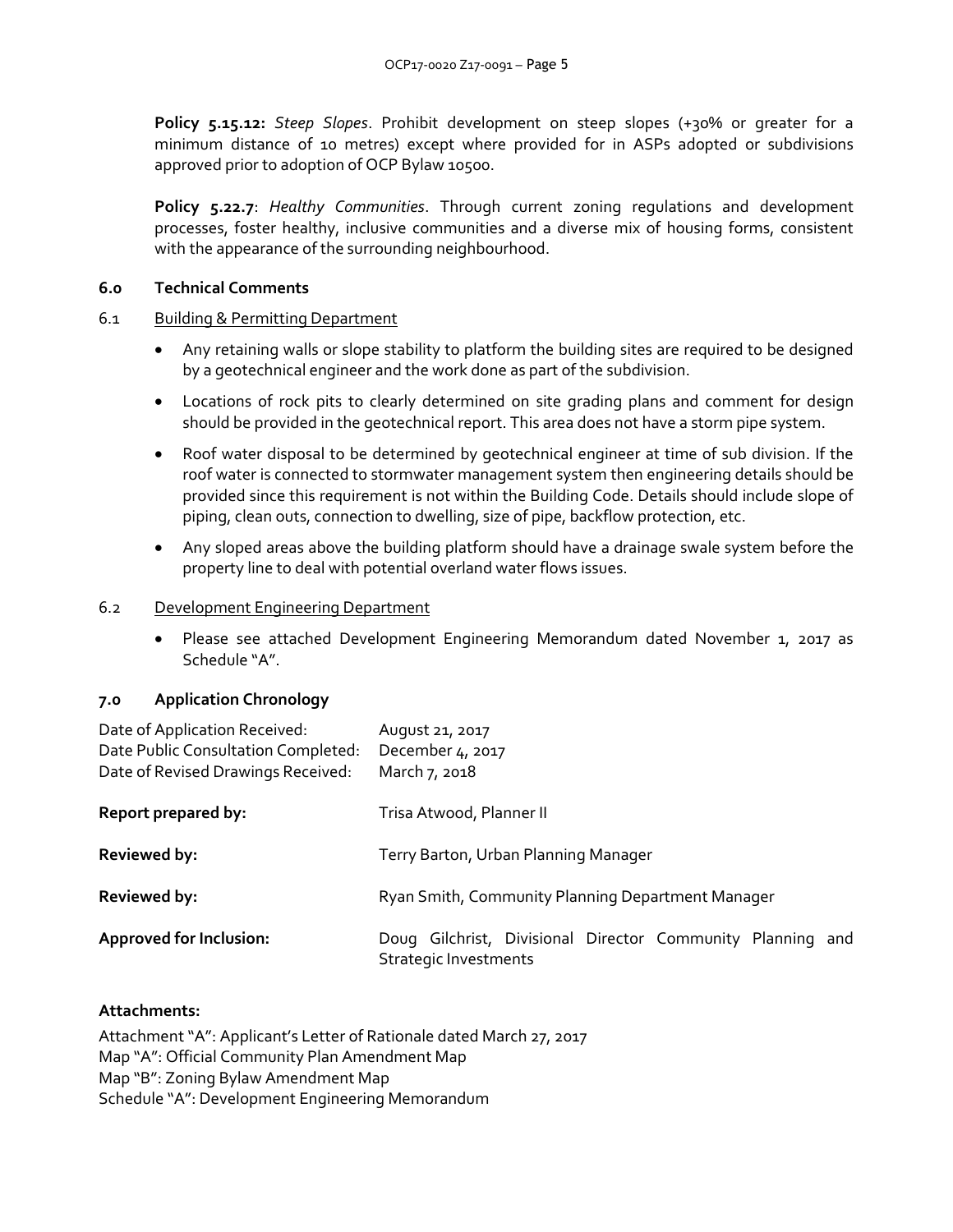**Policy 5.15.12:** *Steep Slopes*. Prohibit development on steep slopes (+30% or greater for a minimum distance of 10 metres) except where provided for in ASPs adopted or subdivisions approved prior to adoption of OCP Bylaw 10500.

**Policy 5.22.7**: *Healthy Communities*. Through current zoning regulations and development processes, foster healthy, inclusive communities and a diverse mix of housing forms, consistent with the appearance of the surrounding neighbourhood.

## 6.0 Technical Comments

### 6.1 Building & Permitting Department

- Any retaining walls or slope stability to platform the building sites are required to be designed by a geotechnical engineer and the work done as part of the subdivision.
- Locations of rock pits to clearly determined on site grading plans and comment for design should be provided in the geotechnical report. This area does not have a storm pipe system.
- Roof water disposal to be determined by geotechnical engineer at time of sub division. If the roof water is connected to stormwater management system then engineering details should be provided since this requirement is not within the Building Code. Details should include slope of piping, clean outs, connection to dwelling, size of pipe, backflow protection, etc.
- Any sloped areas above the building platform should have a drainage swale system before the property line to deal with potential overland water flows issues.

### 6.2 Development Engineering Department

- Please see attached Development Engineering Memorandum dated November 1, 2017 as Schedule "A".

## 7.0 Application Chronology

| | |
|---|---|
| Date of Application Received: | August 21, 2017 |
| Date Public Consultation Completed: | December 4, 2017 |
| Date of Revised Drawings Received: | March 7, 2018 |

| | |
|---|---|
| **Report prepared by:** | Trisa Atwood, Planner II |
| **Reviewed by:** | Terry Barton, Urban Planning Manager |
| **Reviewed by:** | Ryan Smith, Community Planning Department Manager |
| **Approved for Inclusion:** | Doug Gilchrist, Divisional Director Community Planning and Strategic Investments |

**Attachments:**

Attachment "A": Applicant's Letter of Rationale dated March 27, 2017
Map "A": Official Community Plan Amendment Map
Map "B": Zoning Bylaw Amendment Map
Schedule "A": Development Engineering Memorandum